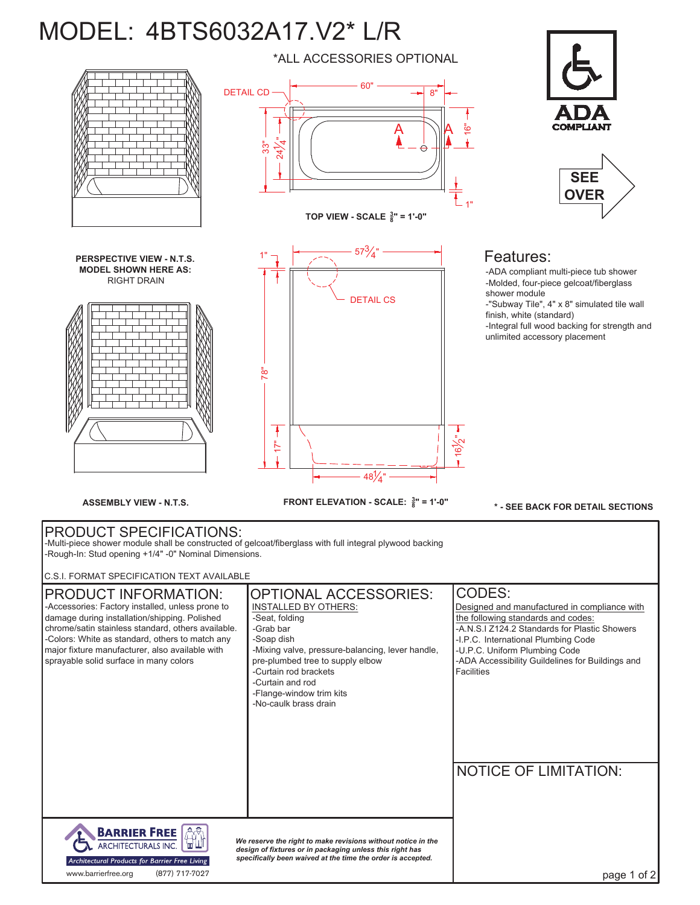# MODEL: 4BTS6032A17.V2* L/R

*ALL ACCESSORIES OPTIONAL

DETAIL CD

60"

8"

33"

24 1/4"

16"

1"

A A

TOP VIEW - SCALE 3/8" = 1'-0"

**PERSPECTIVE VIEW - N.T.S.**
**MODEL SHOWN HERE AS:**
RIGHT DRAIN

1"

57 3/4"

DETAIL CS

78"

17"

16 1/2"

48 1/4"

**ASSEMBLY VIEW - N.T.S.**

**FRONT ELEVATION - SCALE: 3/8" = 1'-0"**

ADA COMPLIANT

SEE OVER

## Features:

- -ADA compliant multi-piece tub shower
- -Molded, four-piece gelcoat/fiberglass shower module
- -"Subway Tile", 4" x 8" simulated tile wall finish, white (standard)
- -Integral full wood backing for strength and unlimited accessory placement

**\* - SEE BACK FOR DETAIL SECTIONS**

## PRODUCT SPECIFICATIONS:

-Multi-piece shower module shall be constructed of gelcoat/fiberglass with full integral plywood backing
-Rough-In: Stud opening +1/4" -0" Nominal Dimensions.

C.S.I. FORMAT SPECIFICATION TEXT AVAILABLE

## PRODUCT INFORMATION:

-Accessories: Factory installed, unless prone to damage during installation/shipping. Polished chrome/satin stainless standard, others available.
-Colors: White as standard, others to match any major fixture manufacturer, also available with sprayable solid surface in many colors

## OPTIONAL ACCESSORIES:

INSTALLED BY OTHERS:

- -Seat, folding
- -Grab bar
- -Soap dish
- -Mixing valve, pressure-balancing, lever handle, pre-plumbed tree to supply elbow
- -Curtain rod brackets
- -Curtain and rod
- -Flange-window trim kits
- -No-caulk brass drain

## CODES:

Designed and manufactured in compliance with the following standards and codes:

- -A.N.S.I Z124.2 Standards for Plastic Showers
- -I.P.C. International Plumbing Code
- -U.P.C. Uniform Plumbing Code
- -ADA Accessibility Guidelines for Buildings and Facilities

## NOTICE OF LIMITATION:

BARRIER FREE ARCHITECTURALS INC.
Architectural Products for Barrier Free Living
www.barrierfree.org (877) 717-7027

*We reserve the right to make revisions without notice in the design of fixtures or in packaging unless this right has specifically been waived at the time the order is accepted.*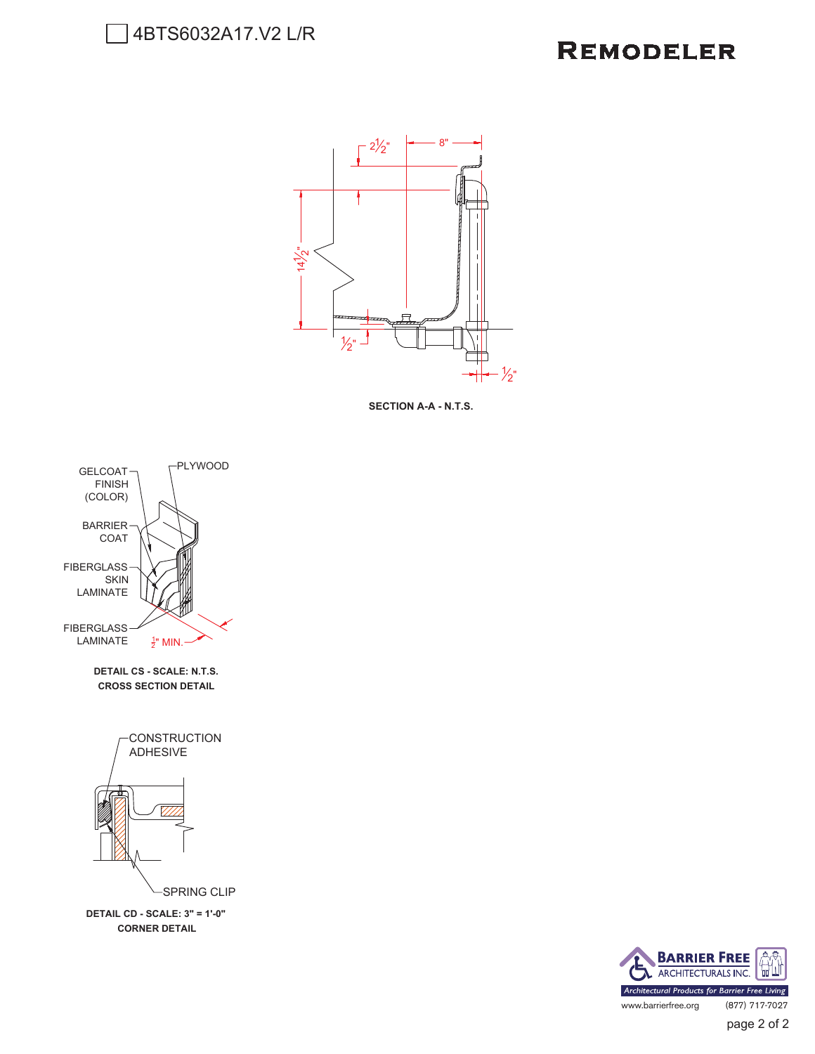☐ 4BTS6032A17.V2 L/R

# REMODELER

2½"

8"

14½"

½"

½"

**SECTION A-A - N.T.S.**

GELCOAT FINISH (COLOR)

PLYWOOD

BARRIER COAT

FIBERGLASS SKIN LAMINATE

FIBERGLASS LAMINATE

½" MIN.

**DETAIL CS - SCALE: N.T.S.**
**CROSS SECTION DETAIL**

CONSTRUCTION ADHESIVE

SPRING CLIP

**DETAIL CD - SCALE: 3" = 1'-0"**
**CORNER DETAIL**

BARRIER FREE ARCHITECTURALS INC.
*Architectural Products for Barrier Free Living*
www.barrierfree.org (877) 717-7027